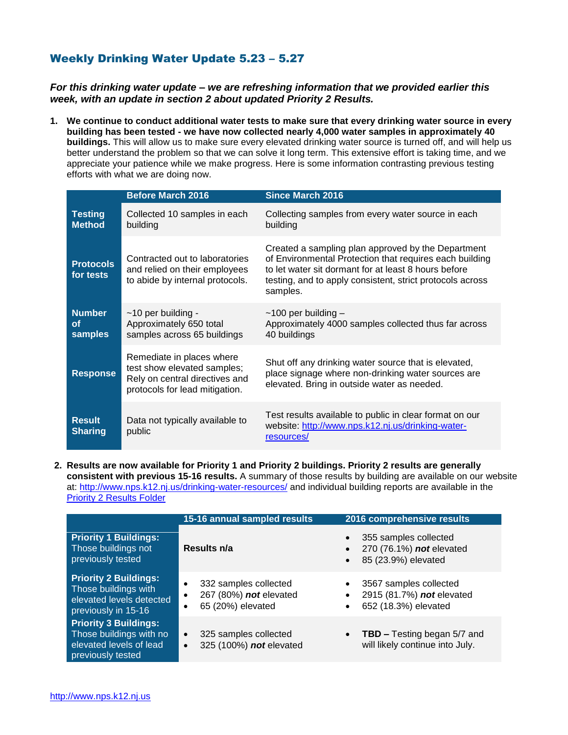## Weekly Drinking Water Update 5.23 – 5.27

***For this drinking water update – we are refreshing information that we provided earlier this week, with an update in section 2 about updated Priority 2 Results.***

1. **We continue to conduct additional water tests to make sure that every drinking water source in every building has been tested - we have now collected nearly 4,000 water samples in approximately 40 buildings.** This will allow us to make sure every elevated drinking water source is turned off, and will help us better understand the problem so that we can solve it long term. This extensive effort is taking time, and we appreciate your patience while we make progress. Here is some information contrasting previous testing efforts with what we are doing now.

| | Before March 2016 | Since March 2016 |
|---|---|---|
| **Testing Method** | Collected 10 samples in each building | Collecting samples from every water source in each building |
| **Protocols for tests** | Contracted out to laboratories and relied on their employees to abide by internal protocols. | Created a sampling plan approved by the Department of Environmental Protection that requires each building to let water sit dormant for at least 8 hours before testing, and to apply consistent, strict protocols across samples. |
| **Number of samples** | ~10 per building - Approximately 650 total samples across 65 buildings | ~100 per building – Approximately 4000 samples collected thus far across 40 buildings |
| **Response** | Remediate in places where test show elevated samples; Rely on central directives and protocols for lead mitigation. | Shut off any drinking water source that is elevated, place signage where non-drinking water sources are elevated. Bring in outside water as needed. |
| **Result Sharing** | Data not typically available to public | Test results available to public in clear format on our website: [http://www.nps.k12.nj.us/drinking-water-resources/](http://www.nps.k12.nj.us/drinking-water-resources/) |

2. **Results are now available for Priority 1 and Priority 2 buildings. Priority 2 results are generally consistent with previous 15-16 results.** A summary of those results by building are available on our website at: [http://www.nps.k12.nj.us/drinking-water-resources/](http://www.nps.k12.nj.us/drinking-water-resources/) and individual building reports are available in the Priority 2 Results Folder

| | 15-16 annual sampled results | 2016 comprehensive results |
|---|---|---|
| **Priority 1 Buildings:** Those buildings not previously tested | **Results n/a** | • 355 samples collected<br>• 270 (76.1%) ***not*** elevated<br>• 85 (23.9%) elevated |
| **Priority 2 Buildings:** Those buildings with elevated levels detected previously in 15-16 | • 332 samples collected<br>• 267 (80%) ***not*** elevated<br>• 65 (20%) elevated | • 3567 samples collected<br>• 2915 (81.7%) ***not*** elevated<br>• 652 (18.3%) elevated |
| **Priority 3 Buildings:** Those buildings with no elevated levels of lead previously tested | • 325 samples collected<br>• 325 (100%) ***not*** elevated | • **TBD –** Testing began 5/7 and will likely continue into July. |

http://www.nps.k12.nj.us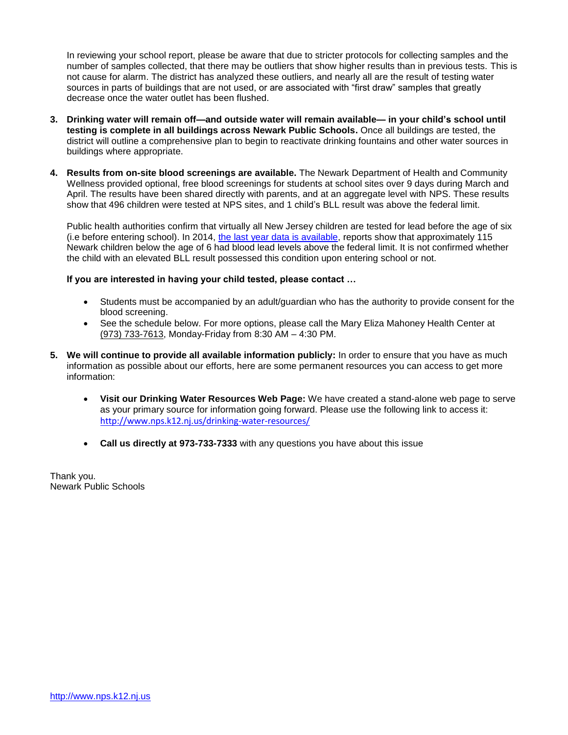In reviewing your school report, please be aware that due to stricter protocols for collecting samples and the number of samples collected, that there may be outliers that show higher results than in previous tests. This is not cause for alarm. The district has analyzed these outliers, and nearly all are the result of testing water sources in parts of buildings that are not used, or are associated with "first draw" samples that greatly decrease once the water outlet has been flushed.

3. **Drinking water will remain off—and outside water will remain available— in your child's school until testing is complete in all buildings across Newark Public Schools.** Once all buildings are tested, the district will outline a comprehensive plan to begin to reactivate drinking fountains and other water sources in buildings where appropriate.

4. **Results from on-site blood screenings are available.** The Newark Department of Health and Community Wellness provided optional, free blood screenings for students at school sites over 9 days during March and April. The results have been shared directly with parents, and at an aggregate level with NPS. These results show that 496 children were tested at NPS sites, and 1 child's BLL result was above the federal limit.

   Public health authorities confirm that virtually all New Jersey children are tested for lead before the age of six (i.e before entering school). In 2014, [the last year data is available](), reports show that approximately 115 Newark children below the age of 6 had blood lead levels above the federal limit. It is not confirmed whether the child with an elevated BLL result possessed this condition upon entering school or not.

   **If you are interested in having your child tested, please contact …**

   - Students must be accompanied by an adult/guardian who has the authority to provide consent for the blood screening.
   - See the schedule below. For more options, please call the Mary Eliza Mahoney Health Center at (973) 733-7613, Monday-Friday from 8:30 AM – 4:30 PM.

5. **We will continue to provide all available information publicly:** In order to ensure that you have as much information as possible about our efforts, here are some permanent resources you can access to get more information:

   - **Visit our Drinking Water Resources Web Page:** We have created a stand-alone web page to serve as your primary source for information going forward. Please use the following link to access it: http://www.nps.k12.nj.us/drinking-water-resources/

   - **Call us directly at 973-733-7333** with any questions you have about this issue

Thank you.
Newark Public Schools

http://www.nps.k12.nj.us